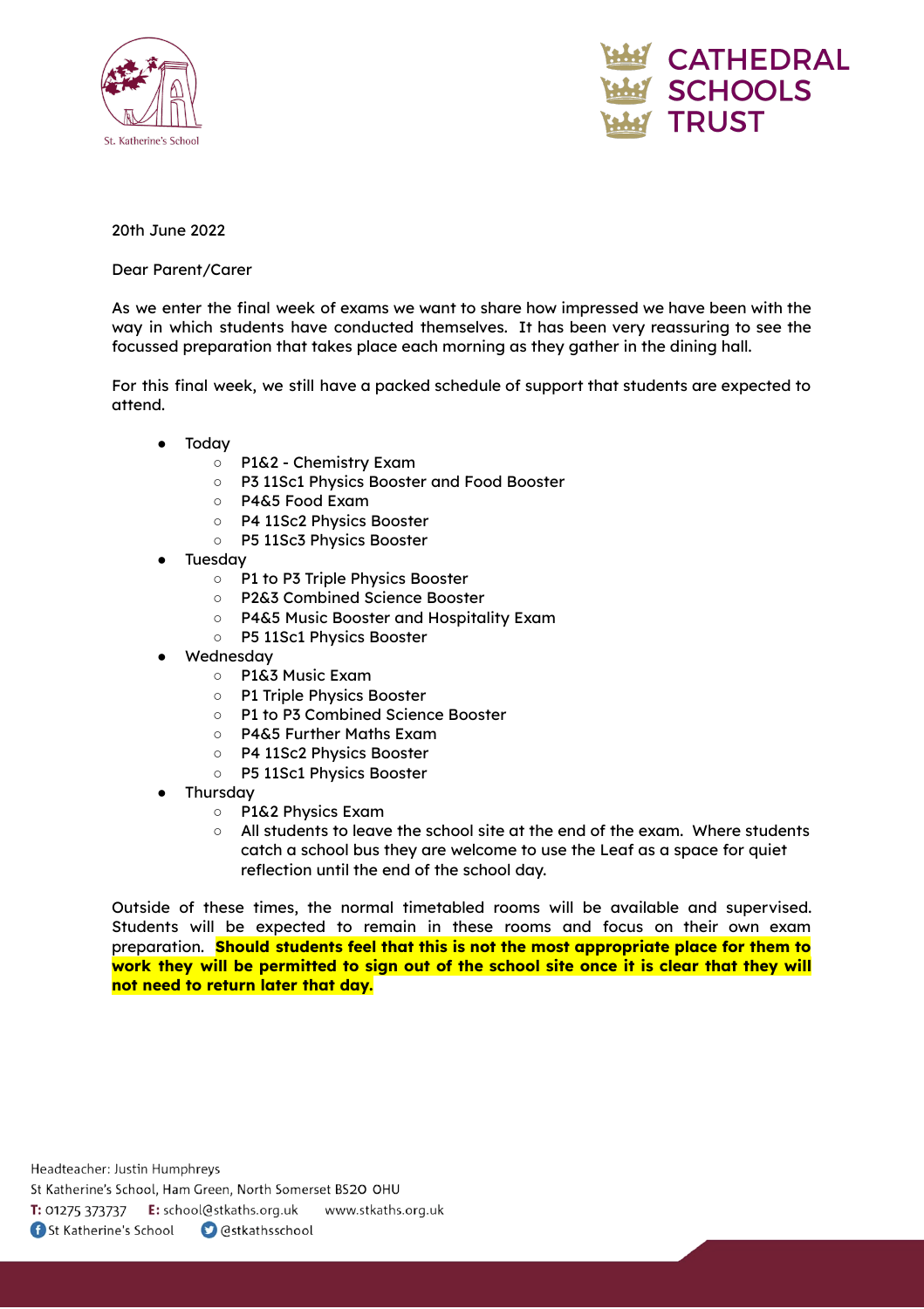St. Katherine's School

CATHEDRAL SCHOOLS TRUST

20th June 2022

Dear Parent/Carer

As we enter the final week of exams we want to share how impressed we have been with the way in which students have conducted themselves. It has been very reassuring to see the focussed preparation that takes place each morning as they gather in the dining hall.

For this final week, we still have a packed schedule of support that students are expected to attend.

- Today
  - P1&2 - Chemistry Exam
  - P3 11Sc1 Physics Booster and Food Booster
  - P4&5 Food Exam
  - P4 11Sc2 Physics Booster
  - P5 11Sc3 Physics Booster
- Tuesday
  - P1 to P3 Triple Physics Booster
  - P2&3 Combined Science Booster
  - P4&5 Music Booster and Hospitality Exam
  - P5 11Sc1 Physics Booster
- Wednesday
  - P1&3 Music Exam
  - P1 Triple Physics Booster
  - P1 to P3 Combined Science Booster
  - P4&5 Further Maths Exam
  - P4 11Sc2 Physics Booster
  - P5 11Sc1 Physics Booster
- Thursday
  - P1&2 Physics Exam
  - All students to leave the school site at the end of the exam. Where students catch a school bus they are welcome to use the Leaf as a space for quiet reflection until the end of the school day.

Outside of these times, the normal timetabled rooms will be available and supervised. Students will be expected to remain in these rooms and focus on their own exam preparation. **Should students feel that this is not the most appropriate place for them to work they will be permitted to sign out of the school site once it is clear that they will not need to return later that day.**

Headteacher: Justin Humphreys
St Katherine's School, Ham Green, North Somerset BS20 0HU
**T:** 01275 373737 **E:** school@stkaths.org.uk www.stkaths.org.uk
St Katherine's School @stkathsschool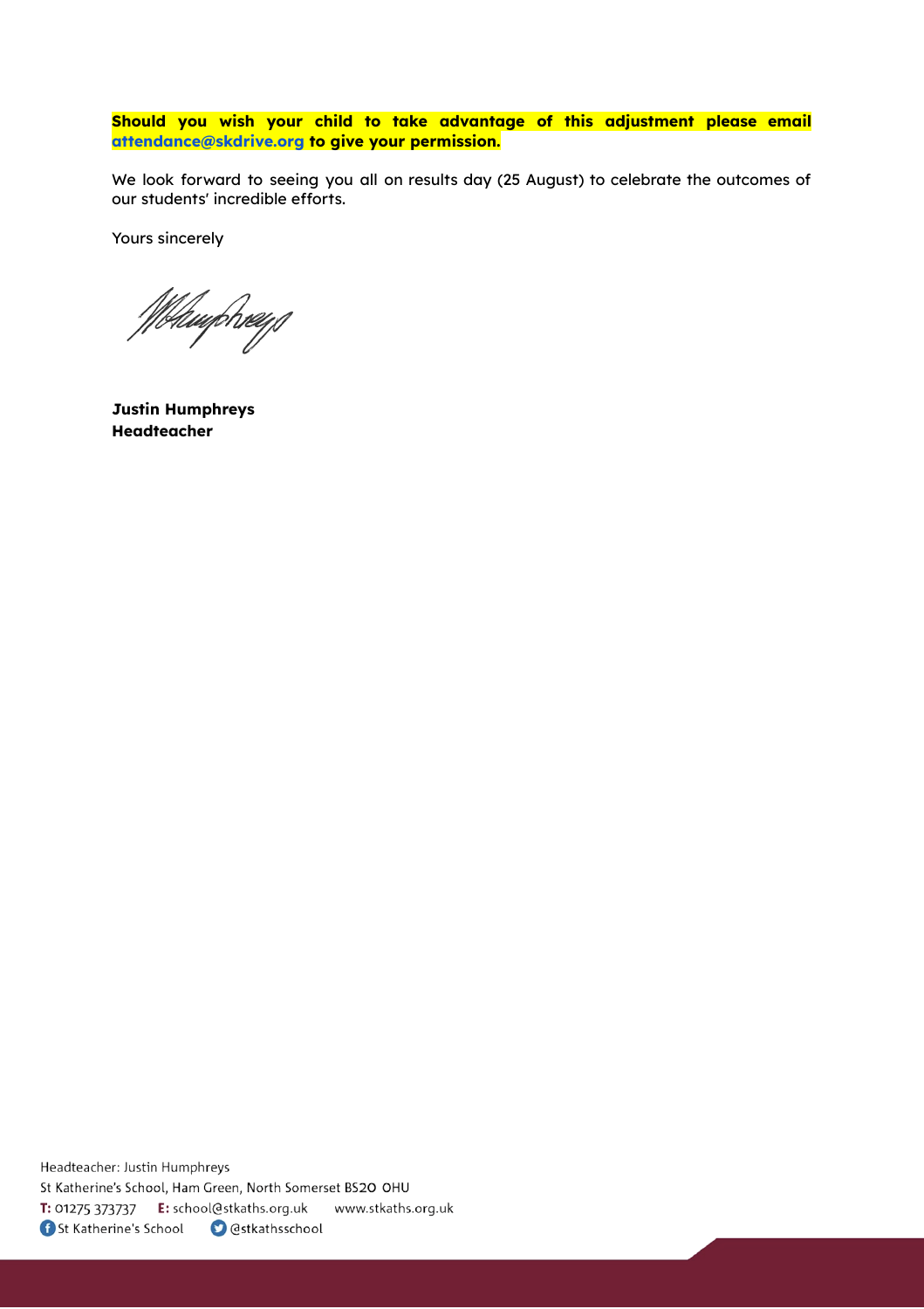**Should you wish your child to take advantage of this adjustment please email attendance@skdrive.org to give your permission.**

We look forward to seeing you all on results day (25 August) to celebrate the outcomes of our students' incredible efforts.

Yours sincerely

**Justin Humphreys**
**Headteacher**

Headteacher: Justin Humphreys
St Katherine's School, Ham Green, North Somerset BS20 0HU
**T:** 01275 373737 **E:** school@stkaths.org.uk www.stkaths.org.uk
St Katherine's School @stkathsschool